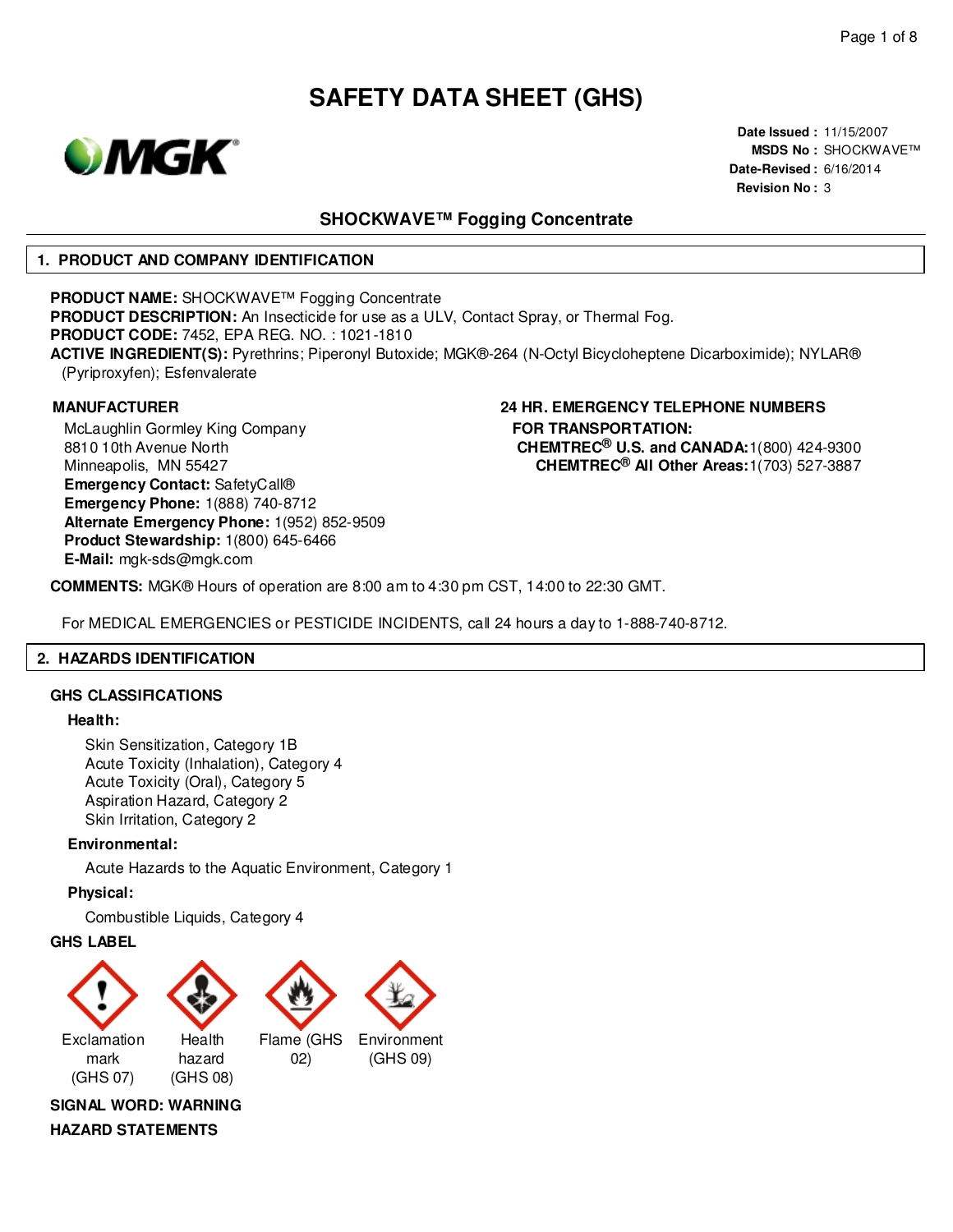# SAFETY DATA SHEET (GHS)

**Date Issued :** 11/15/2007
**MSDS No :** SHOCKWAVE™
**Date-Revised :** 6/16/2014
**Revision No :** 3

## SHOCKWAVE™ Fogging Concentrate

## 1. PRODUCT AND COMPANY IDENTIFICATION

**PRODUCT NAME:** SHOCKWAVE™ Fogging Concentrate
**PRODUCT DESCRIPTION:** An Insecticide for use as a ULV, Contact Spray, or Thermal Fog.
**PRODUCT CODE:** 7452, EPA REG. NO. : 1021-1810
**ACTIVE INGREDIENT(S):** Pyrethrins; Piperonyl Butoxide; MGK®-264 (N-Octyl Bicycloheptene Dicarboximide); NYLAR® (Pyriproxyfen); Esfenvalerate

**MANUFACTURER**

McLaughlin Gormley King Company
8810 10th Avenue North
Minneapolis, MN 55427
**Emergency Contact:** SafetyCall®
**Emergency Phone:** 1(888) 740-8712
**Alternate Emergency Phone:** 1(952) 852-9509
**Product Stewardship:** 1(800) 645-6466
**E-Mail:** mgk-sds@mgk.com

**24 HR. EMERGENCY TELEPHONE NUMBERS**
**FOR TRANSPORTATION:**
**CHEMTREC® U.S. and CANADA:** 1(800) 424-9300
**CHEMTREC® All Other Areas:** 1(703) 527-3887

**COMMENTS:** MGK® Hours of operation are 8:00 am to 4:30 pm CST, 14:00 to 22:30 GMT.

For MEDICAL EMERGENCIES or PESTICIDE INCIDENTS, call 24 hours a day to 1-888-740-8712.

## 2. HAZARDS IDENTIFICATION

**GHS CLASSIFICATIONS**

**Health:**

- Skin Sensitization, Category 1B
- Acute Toxicity (Inhalation), Category 4
- Acute Toxicity (Oral), Category 5
- Aspiration Hazard, Category 2
- Skin Irritation, Category 2

**Environmental:**

- Acute Hazards to the Aquatic Environment, Category 1

**Physical:**

- Combustible Liquids, Category 4

**GHS LABEL**

Exclamation mark (GHS 07) | Health hazard (GHS 08) | Flame (GHS 02) | Environment (GHS 09)

**SIGNAL WORD: WARNING**

**HAZARD STATEMENTS**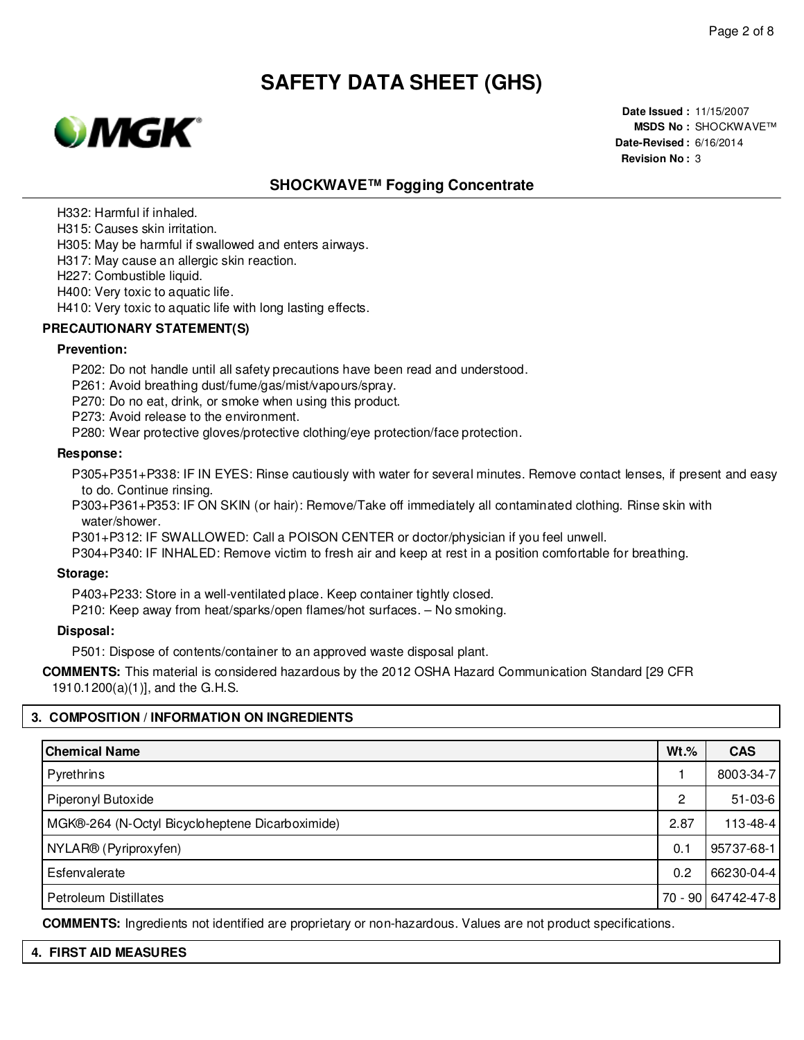H332: Harmful if inhaled.
H315: Causes skin irritation.
H305: May be harmful if swallowed and enters airways.
H317: May cause an allergic skin reaction.
H227: Combustible liquid.
H400: Very toxic to aquatic life.
H410: Very toxic to aquatic life with long lasting effects.

**PRECAUTIONARY STATEMENT(S)**

**Prevention:**

P202: Do not handle until all safety precautions have been read and understood.
P261: Avoid breathing dust/fume/gas/mist/vapours/spray.
P270: Do no eat, drink, or smoke when using this product.
P273: Avoid release to the environment.
P280: Wear protective gloves/protective clothing/eye protection/face protection.

**Response:**

P305+P351+P338: IF IN EYES: Rinse cautiously with water for several minutes. Remove contact lenses, if present and easy to do. Continue rinsing.
P303+P361+P353: IF ON SKIN (or hair): Remove/Take off immediately all contaminated clothing. Rinse skin with water/shower.
P301+P312: IF SWALLOWED: Call a POISON CENTER or doctor/physician if you feel unwell.
P304+P340: IF INHALED: Remove victim to fresh air and keep at rest in a position comfortable for breathing.

**Storage:**

P403+P233: Store in a well-ventilated place. Keep container tightly closed.
P210: Keep away from heat/sparks/open flames/hot surfaces. – No smoking.

**Disposal:**

P501: Dispose of contents/container to an approved waste disposal plant.

**COMMENTS:** This material is considered hazardous by the 2012 OSHA Hazard Communication Standard [29 CFR 1910.1200(a)(1)], and the G.H.S.

## 3. COMPOSITION / INFORMATION ON INGREDIENTS

| Chemical Name | Wt.% | CAS |
|---|---|---|
| Pyrethrins | 1 | 8003-34-7 |
| Piperonyl Butoxide | 2 | 51-03-6 |
| MGK®-264 (N-Octyl Bicycloheptene Dicarboximide) | 2.87 | 113-48-4 |
| NYLAR® (Pyriproxyfen) | 0.1 | 95737-68-1 |
| Esfenvalerate | 0.2 | 66230-04-4 |
| Petroleum Distillates | 70 - 90 | 64742-47-8 |

**COMMENTS:** Ingredients not identified are proprietary or non-hazardous. Values are not product specifications.

## 4. FIRST AID MEASURES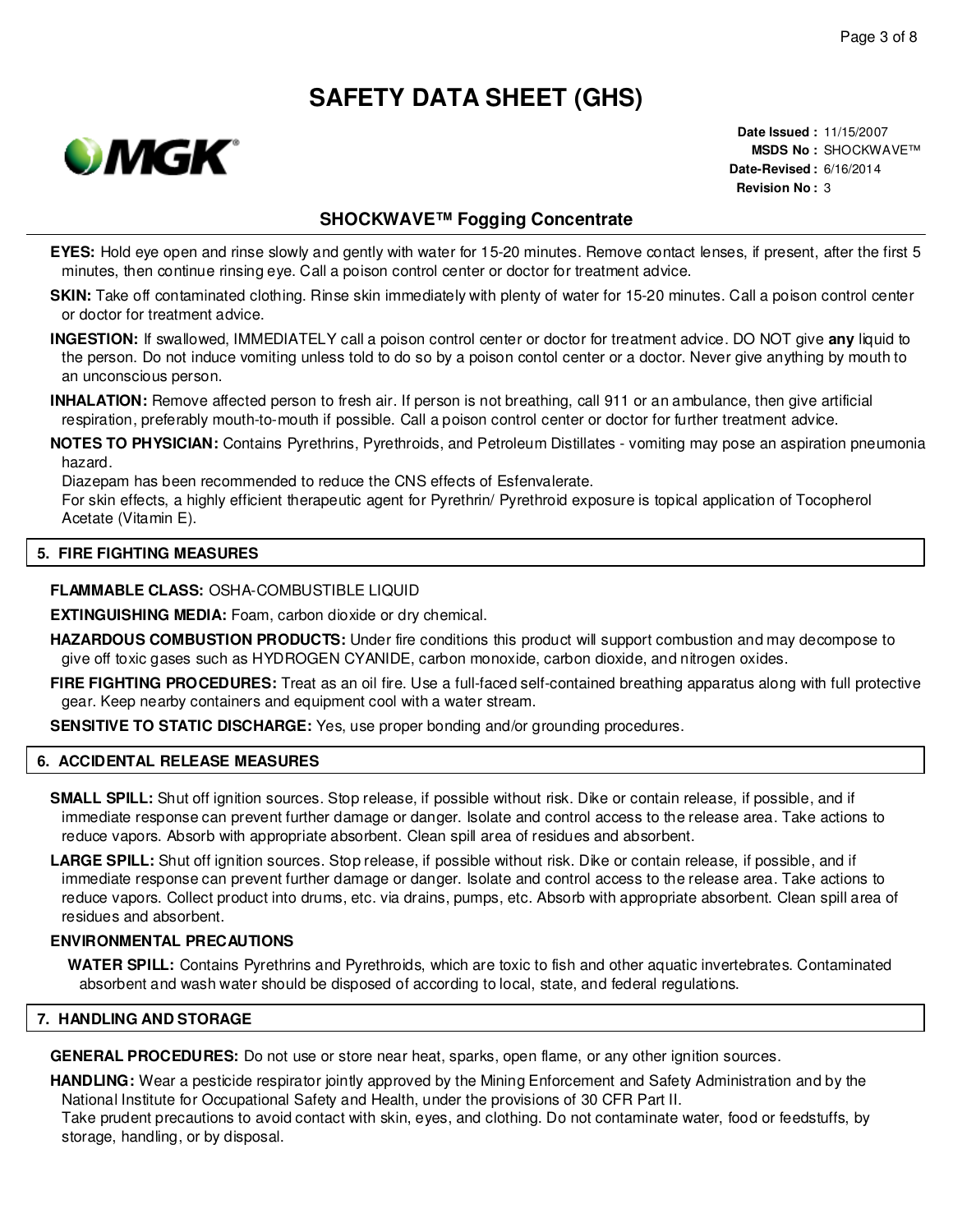**EYES:** Hold eye open and rinse slowly and gently with water for 15-20 minutes. Remove contact lenses, if present, after the first 5 minutes, then continue rinsing eye. Call a poison control center or doctor for treatment advice.

**SKIN:** Take off contaminated clothing. Rinse skin immediately with plenty of water for 15-20 minutes. Call a poison control center or doctor for treatment advice.

**INGESTION:** If swallowed, IMMEDIATELY call a poison control center or doctor for treatment advice. DO NOT give **any** liquid to the person. Do not induce vomiting unless told to do so by a poison contol center or a doctor. Never give anything by mouth to an unconscious person.

**INHALATION:** Remove affected person to fresh air. If person is not breathing, call 911 or an ambulance, then give artificial respiration, preferably mouth-to-mouth if possible. Call a poison control center or doctor for further treatment advice.

**NOTES TO PHYSICIAN:** Contains Pyrethrins, Pyrethroids, and Petroleum Distillates - vomiting may pose an aspiration pneumonia hazard.
Diazepam has been recommended to reduce the CNS effects of Esfenvalerate.
For skin effects, a highly efficient therapeutic agent for Pyrethrin/ Pyrethroid exposure is topical application of Tocopherol Acetate (Vitamin E).

## 5. FIRE FIGHTING MEASURES

**FLAMMABLE CLASS:** OSHA-COMBUSTIBLE LIQUID

**EXTINGUISHING MEDIA:** Foam, carbon dioxide or dry chemical.

**HAZARDOUS COMBUSTION PRODUCTS:** Under fire conditions this product will support combustion and may decompose to give off toxic gases such as HYDROGEN CYANIDE, carbon monoxide, carbon dioxide, and nitrogen oxides.

**FIRE FIGHTING PROCEDURES:** Treat as an oil fire. Use a full-faced self-contained breathing apparatus along with full protective gear. Keep nearby containers and equipment cool with a water stream.

**SENSITIVE TO STATIC DISCHARGE:** Yes, use proper bonding and/or grounding procedures.

## 6. ACCIDENTAL RELEASE MEASURES

**SMALL SPILL:** Shut off ignition sources. Stop release, if possible without risk. Dike or contain release, if possible, and if immediate response can prevent further damage or danger. Isolate and control access to the release area. Take actions to reduce vapors. Absorb with appropriate absorbent. Clean spill area of residues and absorbent.

**LARGE SPILL:** Shut off ignition sources. Stop release, if possible without risk. Dike or contain release, if possible, and if immediate response can prevent further damage or danger. Isolate and control access to the release area. Take actions to reduce vapors. Collect product into drums, etc. via drains, pumps, etc. Absorb with appropriate absorbent. Clean spill area of residues and absorbent.

### ENVIRONMENTAL PRECAUTIONS

**WATER SPILL:** Contains Pyrethrins and Pyrethroids, which are toxic to fish and other aquatic invertebrates. Contaminated absorbent and wash water should be disposed of according to local, state, and federal regulations.

## 7. HANDLING AND STORAGE

**GENERAL PROCEDURES:** Do not use or store near heat, sparks, open flame, or any other ignition sources.

**HANDLING:** Wear a pesticide respirator jointly approved by the Mining Enforcement and Safety Administration and by the National Institute for Occupational Safety and Health, under the provisions of 30 CFR Part II.
Take prudent precautions to avoid contact with skin, eyes, and clothing. Do not contaminate water, food or feedstuffs, by storage, handling, or by disposal.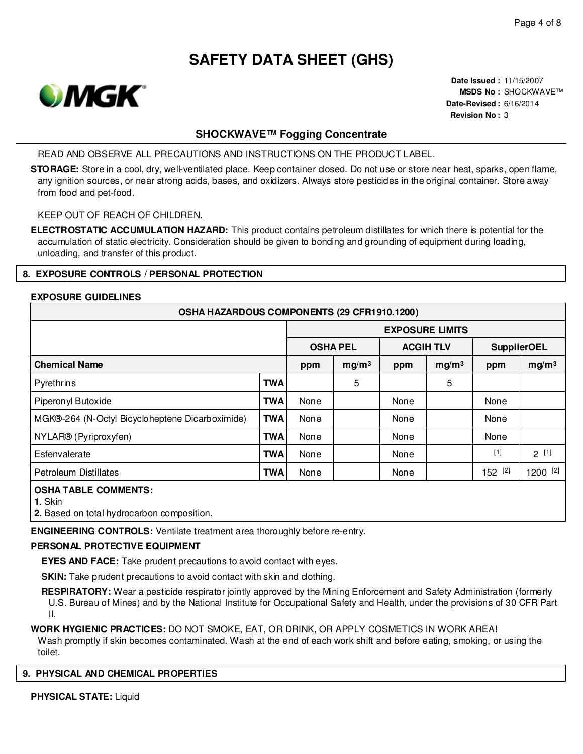# SAFETY DATA SHEET (GHS)

**Date Issued :** 11/15/2007
**MSDS No :** SHOCKWAVE™
**Date-Revised :** 6/16/2014
**Revision No :** 3

## SHOCKWAVE™ Fogging Concentrate

READ AND OBSERVE ALL PRECAUTIONS AND INSTRUCTIONS ON THE PRODUCT LABEL.

**STORAGE:** Store in a cool, dry, well-ventilated place. Keep container closed. Do not use or store near heat, sparks, open flame, any ignition sources, or near strong acids, bases, and oxidizers. Always store pesticides in the original container. Store away from food and pet-food.

KEEP OUT OF REACH OF CHILDREN.

**ELECTROSTATIC ACCUMULATION HAZARD:** This product contains petroleum distillates for which there is potential for the accumulation of static electricity. Consideration should be given to bonding and grounding of equipment during loading, unloading, and transfer of this product.

## 8. EXPOSURE CONTROLS / PERSONAL PROTECTION

**EXPOSURE GUIDELINES**

| OSHA HAZARDOUS COMPONENTS (29 CFR1910.1200) | | | | | | | |
|---|---|---|---|---|---|---|---|
| | | EXPOSURE LIMITS | | | | | |
| | | OSHA PEL | | ACGIH TLV | | SupplierOEL | |
| **Chemical Name** | | **ppm** | **mg/m3** | **ppm** | **mg/m3** | **ppm** | **mg/m3** |
| Pyrethrins | TWA | | 5 | | 5 | | |
| Piperonyl Butoxide | TWA | None | | None | | None | |
| MGK®-264 (N-Octyl Bicycloheptene Dicarboximide) | TWA | None | | None | | None | |
| NYLAR® (Pyriproxyfen) | TWA | None | | None | | None | |
| Esfenvalerate | TWA | None | | None | | [1] | 2 [1] |
| Petroleum Distillates | TWA | None | | None | | 152 [2] | 1200 [2] |

**OSHA TABLE COMMENTS:**
**1**. Skin
**2**. Based on total hydrocarbon composition.

**ENGINEERING CONTROLS:** Ventilate treatment area thoroughly before re-entry.

**PERSONAL PROTECTIVE EQUIPMENT**

**EYES AND FACE:** Take prudent precautions to avoid contact with eyes.

**SKIN:** Take prudent precautions to avoid contact with skin and clothing.

**RESPIRATORY:** Wear a pesticide respirator jointly approved by the Mining Enforcement and Safety Administration (formerly U.S. Bureau of Mines) and by the National Institute for Occupational Safety and Health, under the provisions of 30 CFR Part II.

**WORK HYGIENIC PRACTICES:** DO NOT SMOKE, EAT, OR DRINK, OR APPLY COSMETICS IN WORK AREA! Wash promptly if skin becomes contaminated. Wash at the end of each work shift and before eating, smoking, or using the toilet.

## 9. PHYSICAL AND CHEMICAL PROPERTIES

**PHYSICAL STATE:** Liquid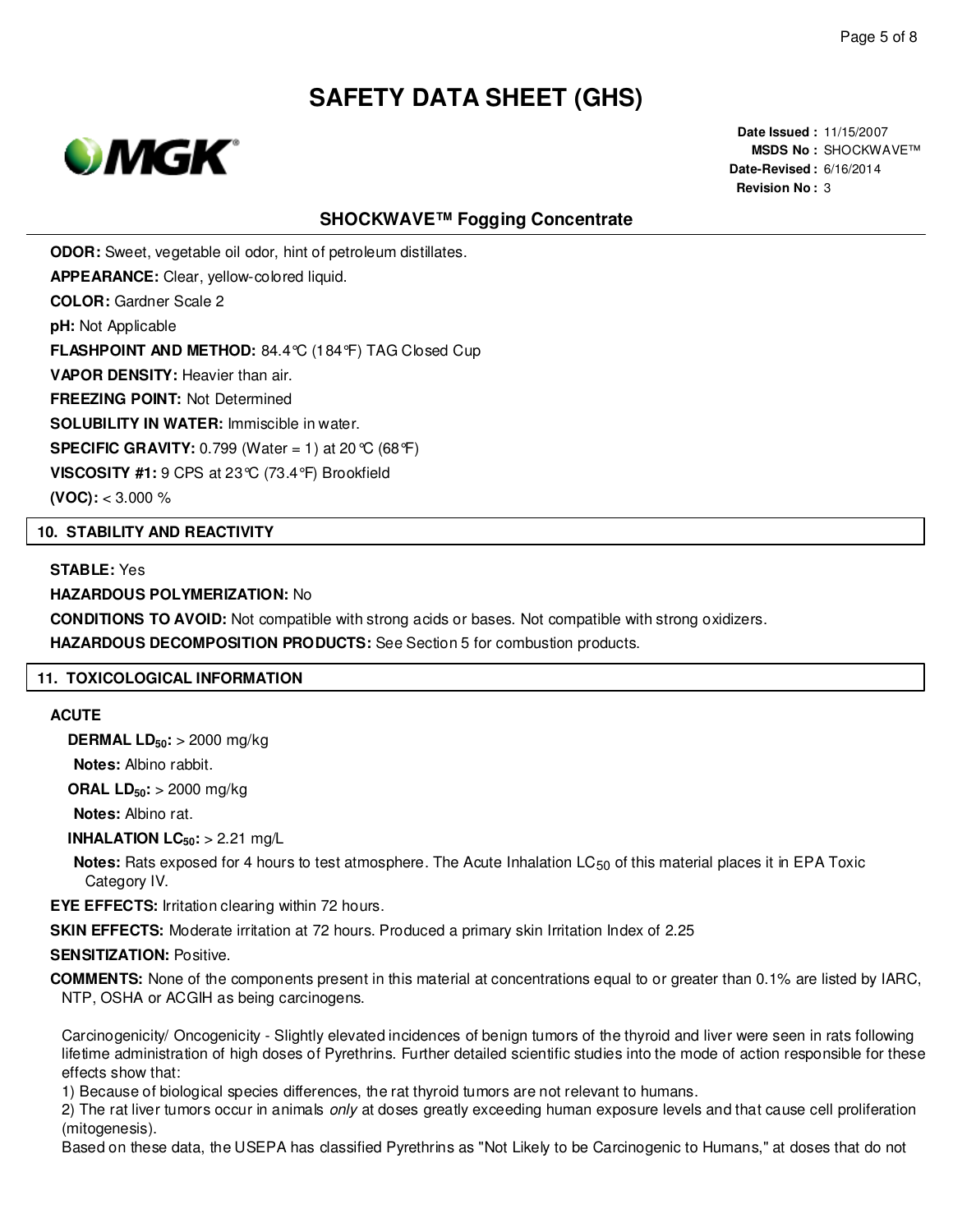**ODOR:** Sweet, vegetable oil odor, hint of petroleum distillates.

**APPEARANCE:** Clear, yellow-colored liquid.

**COLOR:** Gardner Scale 2

**pH:** Not Applicable

**FLASHPOINT AND METHOD:** 84.4°C (184°F) TAG Closed Cup

**VAPOR DENSITY:** Heavier than air.

**FREEZING POINT:** Not Determined

**SOLUBILITY IN WATER:** Immiscible in water.

**SPECIFIC GRAVITY:** 0.799 (Water = 1) at 20°C (68°F)

**VISCOSITY #1:** 9 CPS at 23°C (73.4°F) Brookfield

**(VOC):** < 3.000 %

## 10. STABILITY AND REACTIVITY

**STABLE:** Yes

**HAZARDOUS POLYMERIZATION:** No

**CONDITIONS TO AVOID:** Not compatible with strong acids or bases. Not compatible with strong oxidizers.

**HAZARDOUS DECOMPOSITION PRODUCTS:** See Section 5 for combustion products.

## 11. TOXICOLOGICAL INFORMATION

**ACUTE**

**DERMAL $LD_{50}$:** > 2000 mg/kg

**Notes:** Albino rabbit.

**ORAL $LD_{50}$:** > 2000 mg/kg

**Notes:** Albino rat.

**INHALATION $LC_{50}$:** > 2.21 mg/L

**Notes:** Rats exposed for 4 hours to test atmosphere. The Acute Inhalation $LC_{50}$ of this material places it in EPA Toxic Category IV.

**EYE EFFECTS:** Irritation clearing within 72 hours.

**SKIN EFFECTS:** Moderate irritation at 72 hours. Produced a primary skin Irritation Index of 2.25

**SENSITIZATION:** Positive.

**COMMENTS:** None of the components present in this material at concentrations equal to or greater than 0.1% are listed by IARC, NTP, OSHA or ACGIH as being carcinogens.

Carcinogenicity/ Oncogenicity - Slightly elevated incidences of benign tumors of the thyroid and liver were seen in rats following lifetime administration of high doses of Pyrethrins. Further detailed scientific studies into the mode of action responsible for these effects show that:

1) Because of biological species differences, the rat thyroid tumors are not relevant to humans.

2) The rat liver tumors occur in animals *only* at doses greatly exceeding human exposure levels and that cause cell proliferation (mitogenesis).

Based on these data, the USEPA has classified Pyrethrins as "Not Likely to be Carcinogenic to Humans," at doses that do not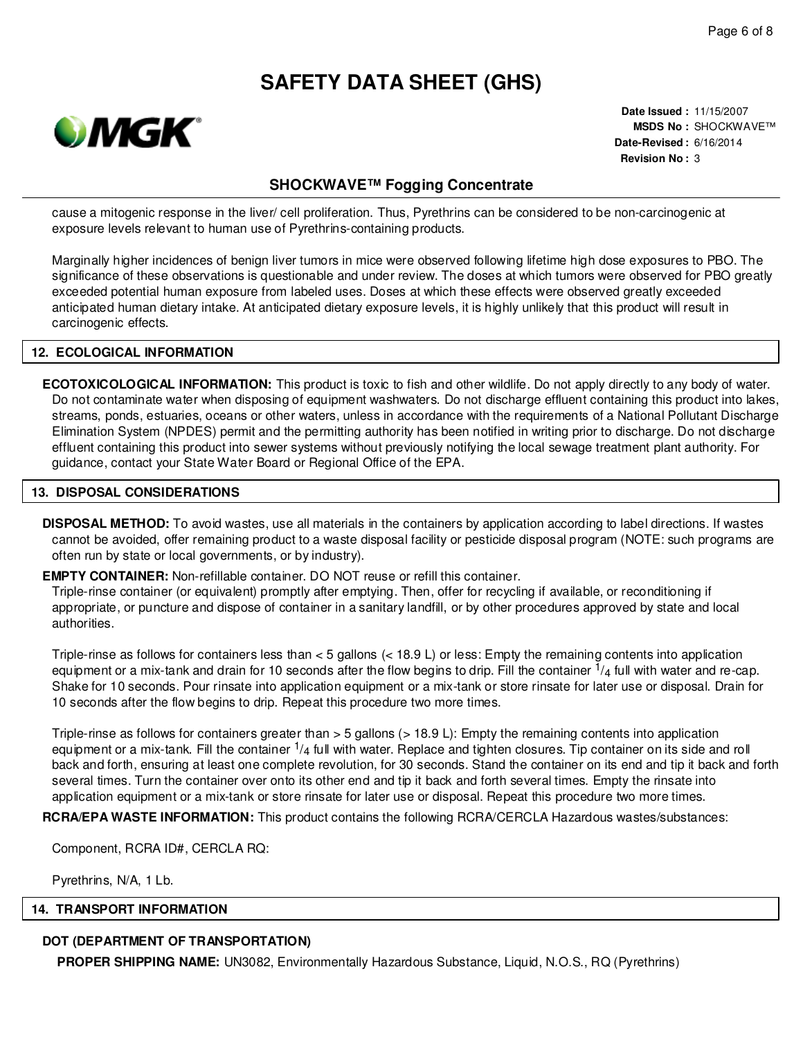cause a mitogenic response in the liver/ cell proliferation. Thus, Pyrethrins can be considered to be non-carcinogenic at exposure levels relevant to human use of Pyrethrins-containing products.

Marginally higher incidences of benign liver tumors in mice were observed following lifetime high dose exposures to PBO. The significance of these observations is questionable and under review. The doses at which tumors were observed for PBO greatly exceeded potential human exposure from labeled uses. Doses at which these effects were observed greatly exceeded anticipated human dietary intake. At anticipated dietary exposure levels, it is highly unlikely that this product will result in carcinogenic effects.

## 12. ECOLOGICAL INFORMATION

**ECOTOXICOLOGICAL INFORMATION:** This product is toxic to fish and other wildlife. Do not apply directly to any body of water. Do not contaminate water when disposing of equipment washwaters. Do not discharge effluent containing this product into lakes, streams, ponds, estuaries, oceans or other waters, unless in accordance with the requirements of a National Pollutant Discharge Elimination System (NPDES) permit and the permitting authority has been notified in writing prior to discharge. Do not discharge effluent containing this product into sewer systems without previously notifying the local sewage treatment plant authority. For guidance, contact your State Water Board or Regional Office of the EPA.

## 13. DISPOSAL CONSIDERATIONS

**DISPOSAL METHOD:** To avoid wastes, use all materials in the containers by application according to label directions. If wastes cannot be avoided, offer remaining product to a waste disposal facility or pesticide disposal program (NOTE: such programs are often run by state or local governments, or by industry).

**EMPTY CONTAINER:** Non-refillable container. DO NOT reuse or refill this container.
Triple-rinse container (or equivalent) promptly after emptying. Then, offer for recycling if available, or reconditioning if appropriate, or puncture and dispose of container in a sanitary landfill, or by other procedures approved by state and local authorities.

Triple-rinse as follows for containers less than < 5 gallons (< 18.9 L) or less: Empty the remaining contents into application equipment or a mix-tank and drain for 10 seconds after the flow begins to drip. Fill the container 1/4 full with water and re-cap. Shake for 10 seconds. Pour rinsate into application equipment or a mix-tank or store rinsate for later use or disposal. Drain for 10 seconds after the flow begins to drip. Repeat this procedure two more times.

Triple-rinse as follows for containers greater than > 5 gallons (> 18.9 L): Empty the remaining contents into application equipment or a mix-tank. Fill the container 1/4 full with water. Replace and tighten closures. Tip container on its side and roll back and forth, ensuring at least one complete revolution, for 30 seconds. Stand the container on its end and tip it back and forth several times. Turn the container over onto its other end and tip it back and forth several times. Empty the rinsate into application equipment or a mix-tank or store rinsate for later use or disposal. Repeat this procedure two more times.

**RCRA/EPA WASTE INFORMATION:** This product contains the following RCRA/CERCLA Hazardous wastes/substances:

Component, RCRA ID#, CERCLA RQ:

Pyrethrins, N/A, 1 Lb.

## 14. TRANSPORT INFORMATION

**DOT (DEPARTMENT OF TRANSPORTATION)**

**PROPER SHIPPING NAME:** UN3082, Environmentally Hazardous Substance, Liquid, N.O.S., RQ (Pyrethrins)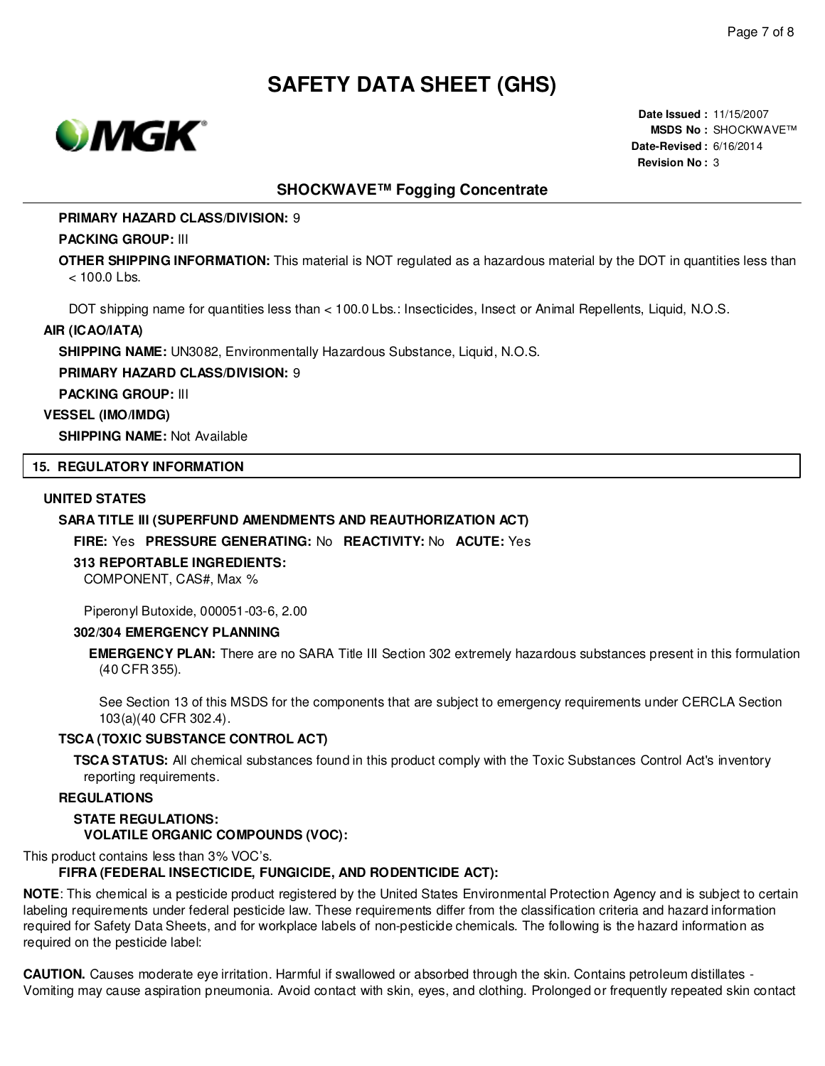**PRIMARY HAZARD CLASS/DIVISION:** 9

**PACKING GROUP:** III

**OTHER SHIPPING INFORMATION:** This material is NOT regulated as a hazardous material by the DOT in quantities less than < 100.0 Lbs.

DOT shipping name for quantities less than < 100.0 Lbs.: Insecticides, Insect or Animal Repellents, Liquid, N.O.S.

**AIR (ICAO/IATA)**

**SHIPPING NAME:** UN3082, Environmentally Hazardous Substance, Liquid, N.O.S.

**PRIMARY HAZARD CLASS/DIVISION:** 9

**PACKING GROUP:** III

**VESSEL (IMO/IMDG)**

**SHIPPING NAME:** Not Available

## 15. REGULATORY INFORMATION

**UNITED STATES**

**SARA TITLE III (SUPERFUND AMENDMENTS AND REAUTHORIZATION ACT)**

**FIRE:** Yes **PRESSURE GENERATING:** No **REACTIVITY:** No **ACUTE:** Yes

**313 REPORTABLE INGREDIENTS:**

COMPONENT, CAS#, Max %

Piperonyl Butoxide, 000051-03-6, 2.00

**302/304 EMERGENCY PLANNING**

**EMERGENCY PLAN:** There are no SARA Title III Section 302 extremely hazardous substances present in this formulation (40 CFR 355).

See Section 13 of this MSDS for the components that are subject to emergency requirements under CERCLA Section 103(a)(40 CFR 302.4).

**TSCA (TOXIC SUBSTANCE CONTROL ACT)**

**TSCA STATUS:** All chemical substances found in this product comply with the Toxic Substances Control Act's inventory reporting requirements.

**REGULATIONS**

**STATE REGULATIONS:**

**VOLATILE ORGANIC COMPOUNDS (VOC):**

This product contains less than 3% VOC's.

**FIFRA (FEDERAL INSECTICIDE, FUNGICIDE, AND RODENTICIDE ACT):**

**NOTE**: This chemical is a pesticide product registered by the United States Environmental Protection Agency and is subject to certain labeling requirements under federal pesticide law. These requirements differ from the classification criteria and hazard information required for Safety Data Sheets, and for workplace labels of non-pesticide chemicals. The following is the hazard information as required on the pesticide label:

**CAUTION.** Causes moderate eye irritation. Harmful if swallowed or absorbed through the skin. Contains petroleum distillates - Vomiting may cause aspiration pneumonia. Avoid contact with skin, eyes, and clothing. Prolonged or frequently repeated skin contact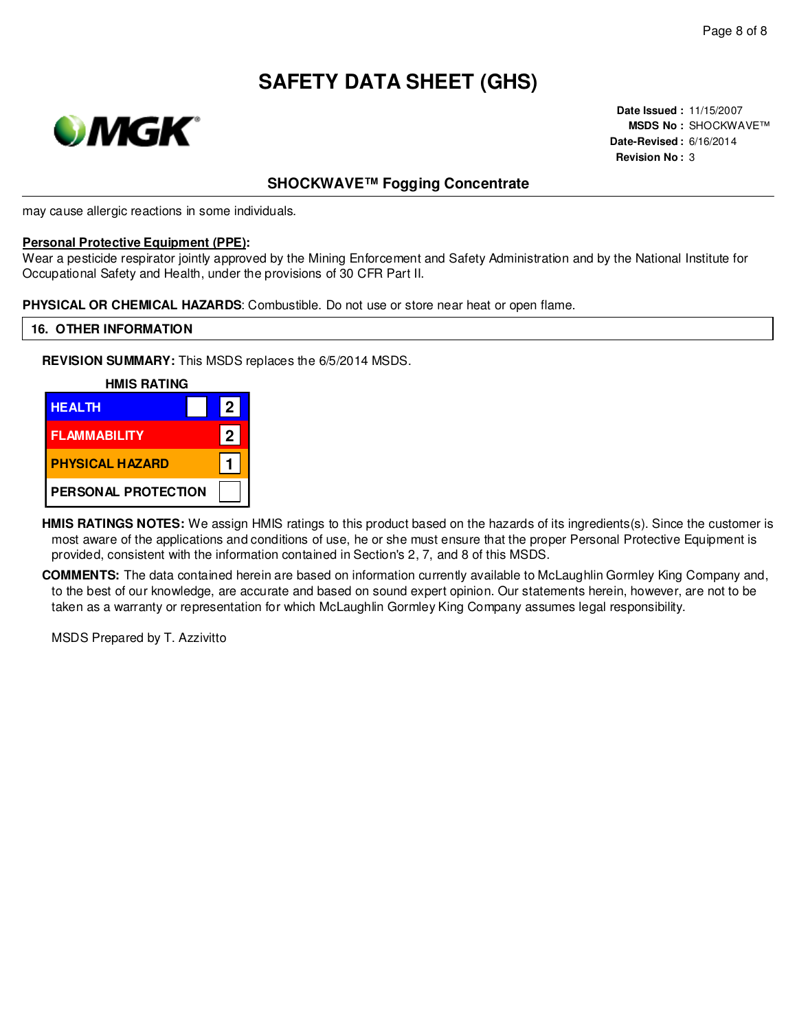may cause allergic reactions in some individuals.

**Personal Protective Equipment (PPE):**
Wear a pesticide respirator jointly approved by the Mining Enforcement and Safety Administration and by the National Institute for Occupational Safety and Health, under the provisions of 30 CFR Part II.

**PHYSICAL OR CHEMICAL HAZARDS**: Combustible. Do not use or store near heat or open flame.

## 16. OTHER INFORMATION

**REVISION SUMMARY:** This MSDS replaces the 6/5/2014 MSDS.

**HMIS RATING**

| | | |
|---|---|---|
| HEALTH | | 2 |
| FLAMMABILITY | | 2 |
| PHYSICAL HAZARD | | 1 |
| PERSONAL PROTECTION | | |

**HMIS RATINGS NOTES:** We assign HMIS ratings to this product based on the hazards of its ingredients(s). Since the customer is most aware of the applications and conditions of use, he or she must ensure that the proper Personal Protective Equipment is provided, consistent with the information contained in Section's 2, 7, and 8 of this MSDS.

**COMMENTS:** The data contained herein are based on information currently available to McLaughlin Gormley King Company and, to the best of our knowledge, are accurate and based on sound expert opinion. Our statements herein, however, are not to be taken as a warranty or representation for which McLaughlin Gormley King Company assumes legal responsibility.

MSDS Prepared by T. Azzivitto